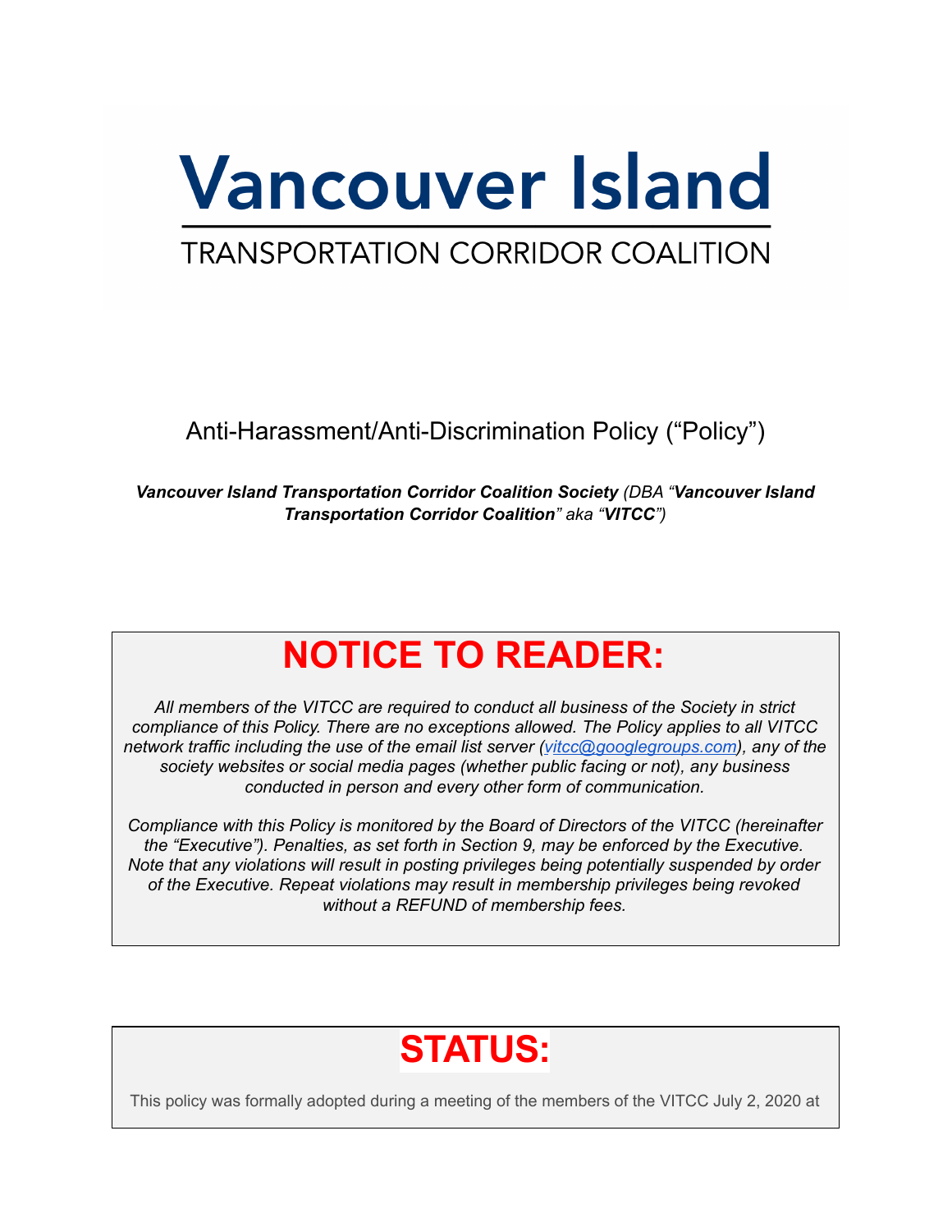# Vancouver Island

TRANSPORTATION CORRIDOR COALITION

Anti-Harassment/Anti-Discrimination Policy ("Policy")

***Vancouver Island Transportation Corridor Coalition Society** (DBA "**Vancouver Island Transportation Corridor Coalition**" aka "**VITCC**")*

## NOTICE TO READER:

*All members of the VITCC are required to conduct all business of the Society in strict compliance of this Policy. There are no exceptions allowed. The Policy applies to all VITCC network traffic including the use of the email list server (vitcc@googlegroups.com), any of the society websites or social media pages (whether public facing or not), any business conducted in person and every other form of communication.*

*Compliance with this Policy is monitored by the Board of Directors of the VITCC (hereinafter the "Executive"). Penalties, as set forth in Section 9, may be enforced by the Executive. Note that any violations will result in posting privileges being potentially suspended by order of the Executive. Repeat violations may result in membership privileges being revoked without a REFUND of membership fees.*

## STATUS:

This policy was formally adopted during a meeting of the members of the VITCC July 2, 2020 at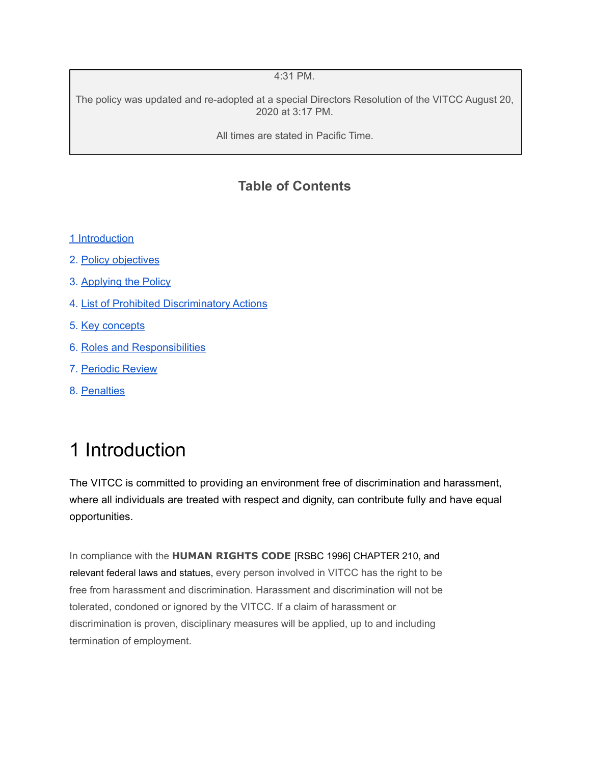4:31 PM.

The policy was updated and re-adopted at a special Directors Resolution of the VITCC August 20, 2020 at 3:17 PM.

All times are stated in Pacific Time.

## Table of Contents

1 Introduction

2. Policy objectives

3. Applying the Policy

4. List of Prohibited Discriminatory Actions

5. Key concepts

6. Roles and Responsibilities

7. Periodic Review

8. Penalties

# 1 Introduction

The VITCC is committed to providing an environment free of discrimination and harassment, where all individuals are treated with respect and dignity, can contribute fully and have equal opportunities.

In compliance with the **HUMAN RIGHTS CODE** [RSBC 1996] CHAPTER 210, and relevant federal laws and statues, every person involved in VITCC has the right to be free from harassment and discrimination. Harassment and discrimination will not be tolerated, condoned or ignored by the VITCC. If a claim of harassment or discrimination is proven, disciplinary measures will be applied, up to and including termination of employment.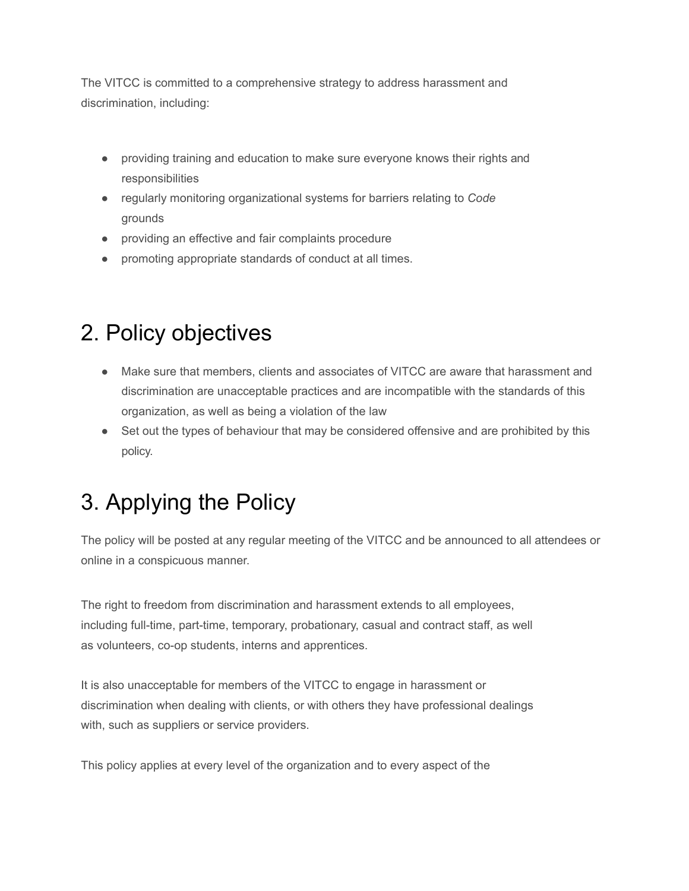The VITCC is committed to a comprehensive strategy to address harassment and discrimination, including:

- providing training and education to make sure everyone knows their rights and responsibilities
- regularly monitoring organizational systems for barriers relating to *Code* grounds
- providing an effective and fair complaints procedure
- promoting appropriate standards of conduct at all times.

# 2. Policy objectives

- Make sure that members, clients and associates of VITCC are aware that harassment and discrimination are unacceptable practices and are incompatible with the standards of this organization, as well as being a violation of the law
- Set out the types of behaviour that may be considered offensive and are prohibited by this policy.

# 3. Applying the Policy

The policy will be posted at any regular meeting of the VITCC and be announced to all attendees or online in a conspicuous manner.

The right to freedom from discrimination and harassment extends to all employees, including full-time, part-time, temporary, probationary, casual and contract staff, as well as volunteers, co-op students, interns and apprentices.

It is also unacceptable for members of the VITCC to engage in harassment or discrimination when dealing with clients, or with others they have professional dealings with, such as suppliers or service providers.

This policy applies at every level of the organization and to every aspect of the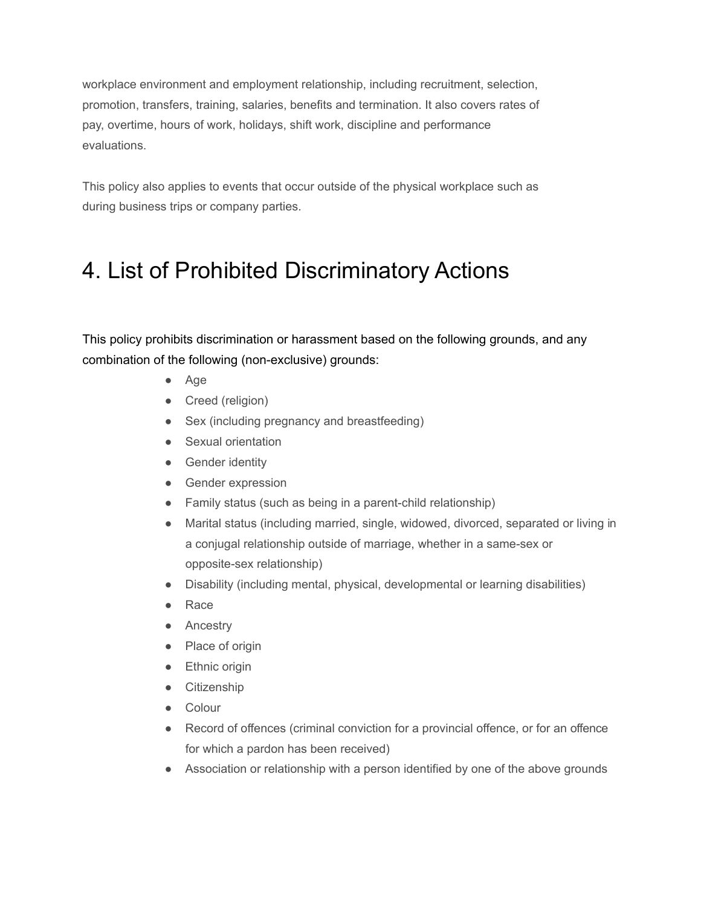workplace environment and employment relationship, including recruitment, selection, promotion, transfers, training, salaries, benefits and termination. It also covers rates of pay, overtime, hours of work, holidays, shift work, discipline and performance evaluations.

This policy also applies to events that occur outside of the physical workplace such as during business trips or company parties.

# 4. List of Prohibited Discriminatory Actions

This policy prohibits discrimination or harassment based on the following grounds, and any combination of the following (non-exclusive) grounds:

- Age
- Creed (religion)
- Sex (including pregnancy and breastfeeding)
- Sexual orientation
- Gender identity
- Gender expression
- Family status (such as being in a parent-child relationship)
- Marital status (including married, single, widowed, divorced, separated or living in a conjugal relationship outside of marriage, whether in a same-sex or opposite-sex relationship)
- Disability (including mental, physical, developmental or learning disabilities)
- Race
- Ancestry
- Place of origin
- Ethnic origin
- Citizenship
- Colour
- Record of offences (criminal conviction for a provincial offence, or for an offence for which a pardon has been received)
- Association or relationship with a person identified by one of the above grounds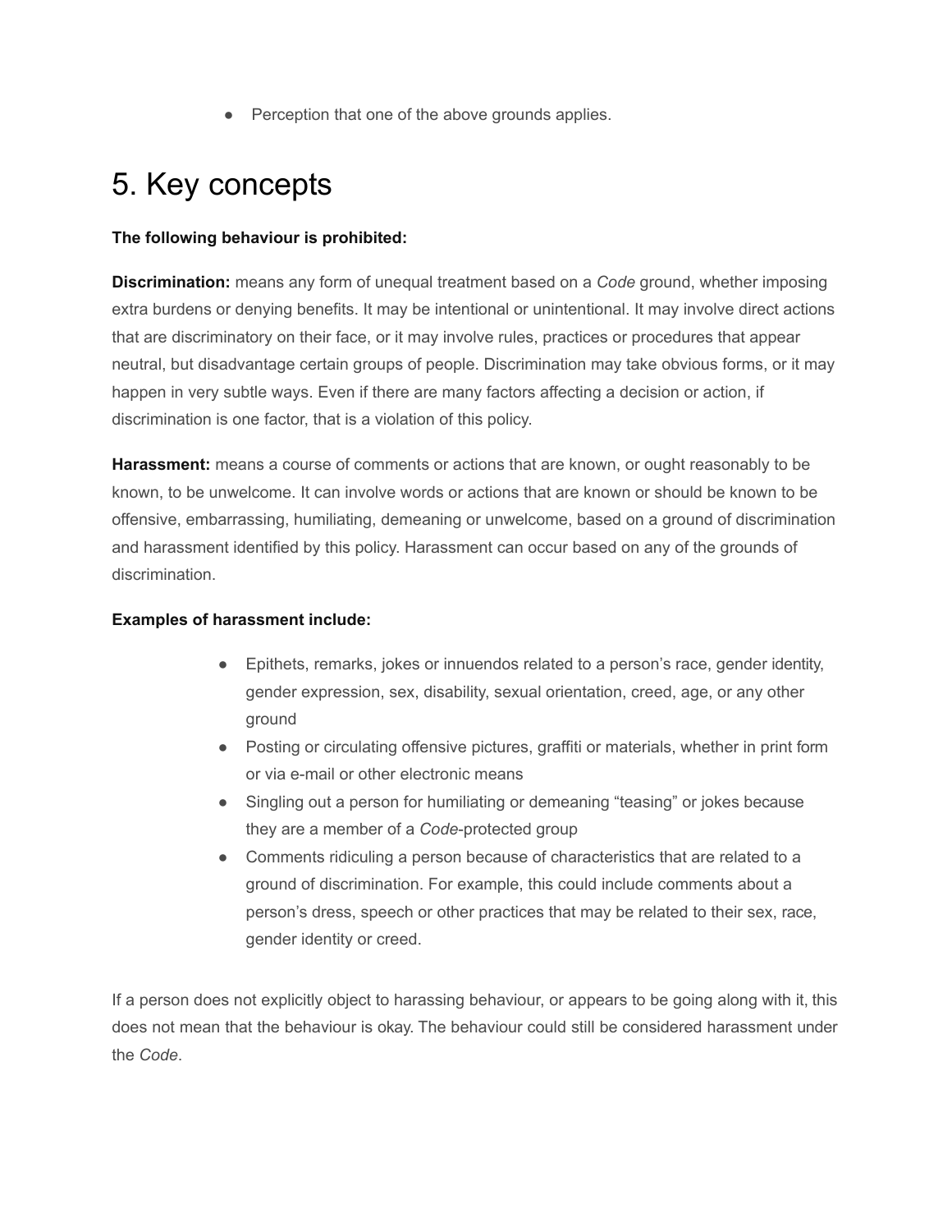- Perception that one of the above grounds applies.

# 5. Key concepts

**The following behaviour is prohibited:**

**Discrimination:** means any form of unequal treatment based on a *Code* ground, whether imposing extra burdens or denying benefits. It may be intentional or unintentional. It may involve direct actions that are discriminatory on their face, or it may involve rules, practices or procedures that appear neutral, but disadvantage certain groups of people. Discrimination may take obvious forms, or it may happen in very subtle ways. Even if there are many factors affecting a decision or action, if discrimination is one factor, that is a violation of this policy.

**Harassment:** means a course of comments or actions that are known, or ought reasonably to be known, to be unwelcome. It can involve words or actions that are known or should be known to be offensive, embarrassing, humiliating, demeaning or unwelcome, based on a ground of discrimination and harassment identified by this policy. Harassment can occur based on any of the grounds of discrimination.

**Examples of harassment include:**

- Epithets, remarks, jokes or innuendos related to a person's race, gender identity, gender expression, sex, disability, sexual orientation, creed, age, or any other ground
- Posting or circulating offensive pictures, graffiti or materials, whether in print form or via e-mail or other electronic means
- Singling out a person for humiliating or demeaning "teasing" or jokes because they are a member of a *Code*-protected group
- Comments ridiculing a person because of characteristics that are related to a ground of discrimination. For example, this could include comments about a person's dress, speech or other practices that may be related to their sex, race, gender identity or creed.

If a person does not explicitly object to harassing behaviour, or appears to be going along with it, this does not mean that the behaviour is okay. The behaviour could still be considered harassment under the *Code*.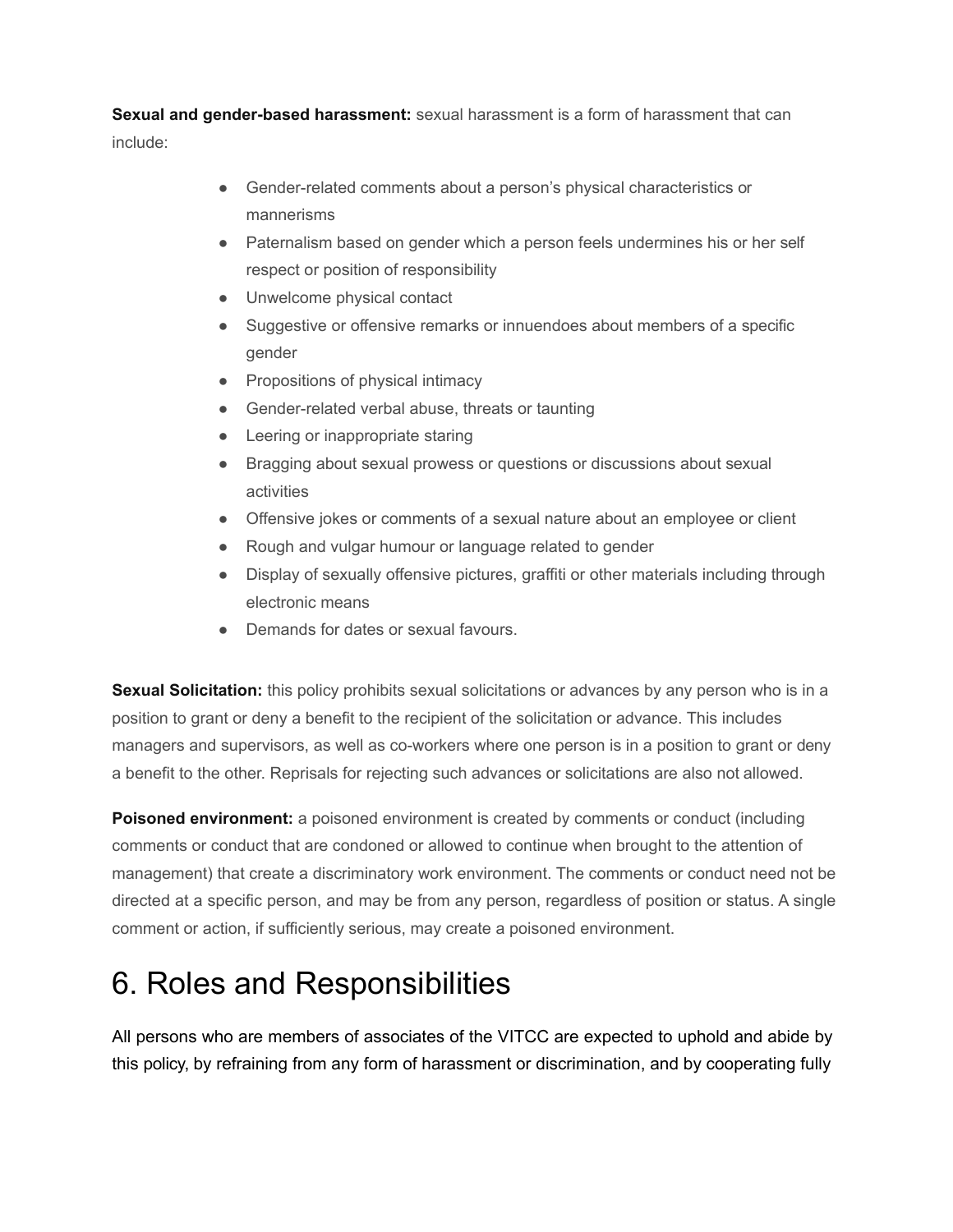**Sexual and gender-based harassment:** sexual harassment is a form of harassment that can include:

- Gender-related comments about a person's physical characteristics or mannerisms
- Paternalism based on gender which a person feels undermines his or her self respect or position of responsibility
- Unwelcome physical contact
- Suggestive or offensive remarks or innuendoes about members of a specific gender
- Propositions of physical intimacy
- Gender-related verbal abuse, threats or taunting
- Leering or inappropriate staring
- Bragging about sexual prowess or questions or discussions about sexual activities
- Offensive jokes or comments of a sexual nature about an employee or client
- Rough and vulgar humour or language related to gender
- Display of sexually offensive pictures, graffiti or other materials including through electronic means
- Demands for dates or sexual favours.

**Sexual Solicitation:** this policy prohibits sexual solicitations or advances by any person who is in a position to grant or deny a benefit to the recipient of the solicitation or advance. This includes managers and supervisors, as well as co-workers where one person is in a position to grant or deny a benefit to the other. Reprisals for rejecting such advances or solicitations are also not allowed.

**Poisoned environment:** a poisoned environment is created by comments or conduct (including comments or conduct that are condoned or allowed to continue when brought to the attention of management) that create a discriminatory work environment. The comments or conduct need not be directed at a specific person, and may be from any person, regardless of position or status. A single comment or action, if sufficiently serious, may create a poisoned environment.

# 6. Roles and Responsibilities

All persons who are members of associates of the VITCC are expected to uphold and abide by this policy, by refraining from any form of harassment or discrimination, and by cooperating fully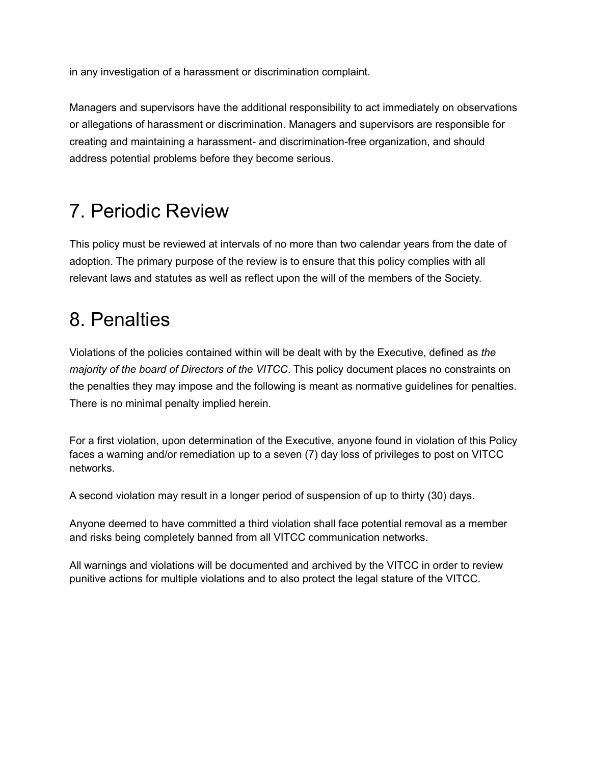in any investigation of a harassment or discrimination complaint.

Managers and supervisors have the additional responsibility to act immediately on observations or allegations of harassment or discrimination. Managers and supervisors are responsible for creating and maintaining a harassment- and discrimination-free organization, and should address potential problems before they become serious.

# 7. Periodic Review

This policy must be reviewed at intervals of no more than two calendar years from the date of adoption. The primary purpose of the review is to ensure that this policy complies with all relevant laws and statutes as well as reflect upon the will of the members of the Society.

# 8. Penalties

Violations of the policies contained within will be dealt with by the Executive, defined as *the majority of the board of Directors of the VITCC*. This policy document places no constraints on the penalties they may impose and the following is meant as normative guidelines for penalties. There is no minimal penalty implied herein.

For a first violation, upon determination of the Executive, anyone found in violation of this Policy faces a warning and/or remediation up to a seven (7) day loss of privileges to post on VITCC networks.

A second violation may result in a longer period of suspension of up to thirty (30) days.

Anyone deemed to have committed a third violation shall face potential removal as a member and risks being completely banned from all VITCC communication networks.

All warnings and violations will be documented and archived by the VITCC in order to review punitive actions for multiple violations and to also protect the legal stature of the VITCC.